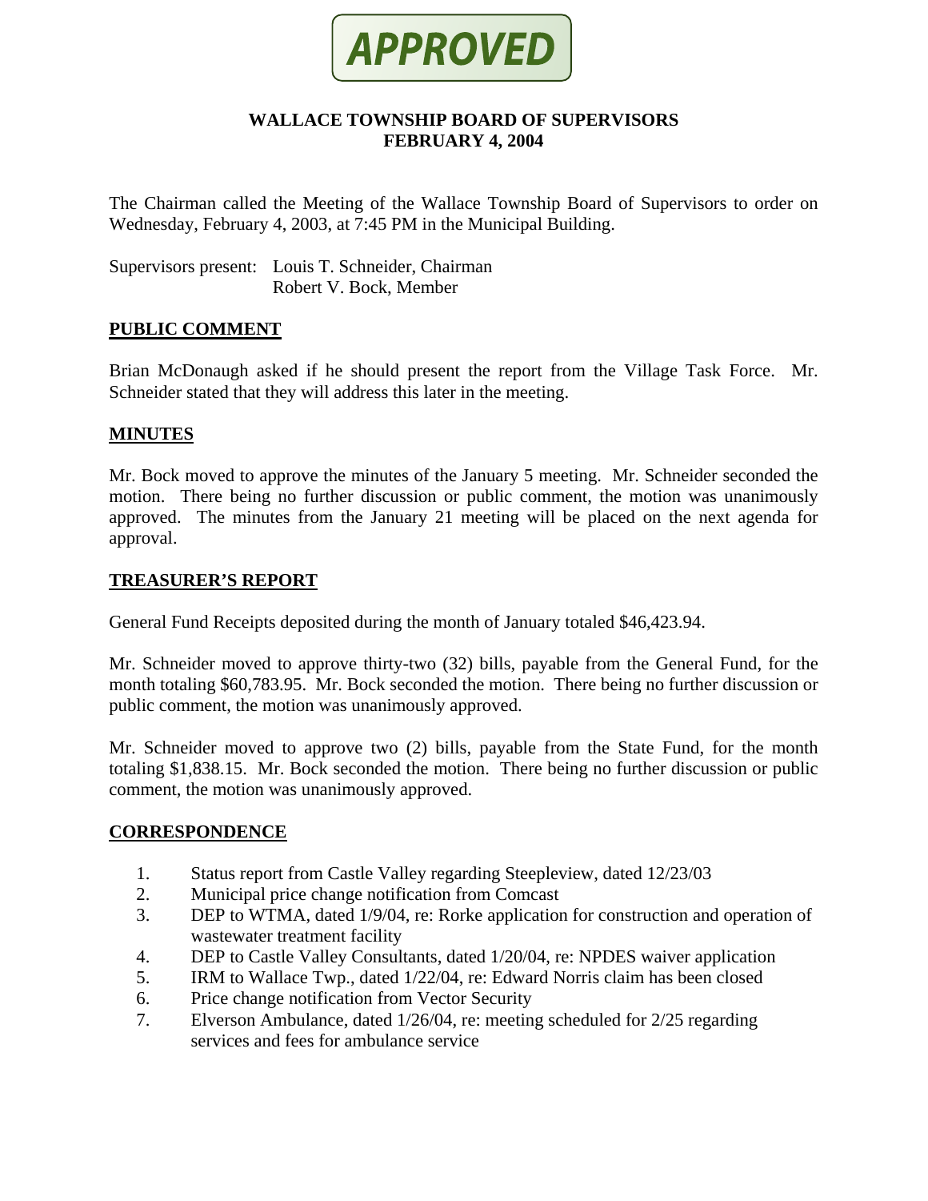**APPROVED**

# WALLACE TOWNSHIP BOARD OF SUPERVISORS
# FEBRUARY 4, 2004

The Chairman called the Meeting of the Wallace Township Board of Supervisors to order on Wednesday, February 4, 2003, at 7:45 PM in the Municipal Building.

Supervisors present: Louis T. Schneider, Chairman
Robert V. Bock, Member

## PUBLIC COMMENT

Brian McDonaugh asked if he should present the report from the Village Task Force. Mr. Schneider stated that they will address this later in the meeting.

## MINUTES

Mr. Bock moved to approve the minutes of the January 5 meeting. Mr. Schneider seconded the motion. There being no further discussion or public comment, the motion was unanimously approved. The minutes from the January 21 meeting will be placed on the next agenda for approval.

## TREASURER'S REPORT

General Fund Receipts deposited during the month of January totaled $46,423.94.

Mr. Schneider moved to approve thirty-two (32) bills, payable from the General Fund, for the month totaling $60,783.95. Mr. Bock seconded the motion. There being no further discussion or public comment, the motion was unanimously approved.

Mr. Schneider moved to approve two (2) bills, payable from the State Fund, for the month totaling $1,838.15. Mr. Bock seconded the motion. There being no further discussion or public comment, the motion was unanimously approved.

## CORRESPONDENCE

1. Status report from Castle Valley regarding Steepleview, dated 12/23/03
2. Municipal price change notification from Comcast
3. DEP to WTMA, dated 1/9/04, re: Rorke application for construction and operation of wastewater treatment facility
4. DEP to Castle Valley Consultants, dated 1/20/04, re: NPDES waiver application
5. IRM to Wallace Twp., dated 1/22/04, re: Edward Norris claim has been closed
6. Price change notification from Vector Security
7. Elverson Ambulance, dated 1/26/04, re: meeting scheduled for 2/25 regarding services and fees for ambulance service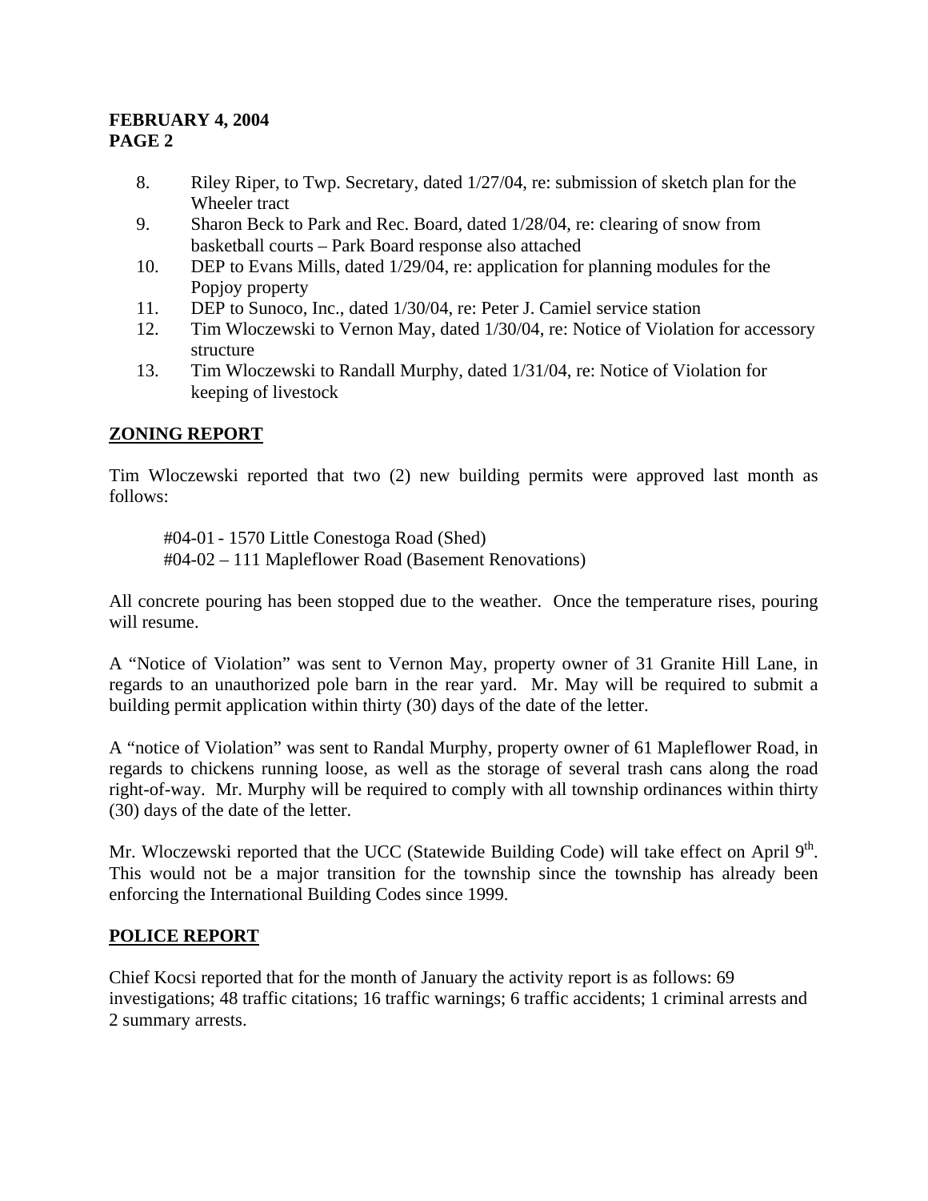8. Riley Riper, to Twp. Secretary, dated 1/27/04, re: submission of sketch plan for the Wheeler tract
9. Sharon Beck to Park and Rec. Board, dated 1/28/04, re: clearing of snow from basketball courts – Park Board response also attached
10. DEP to Evans Mills, dated 1/29/04, re: application for planning modules for the Popjoy property
11. DEP to Sunoco, Inc., dated 1/30/04, re: Peter J. Camiel service station
12. Tim Wloczewski to Vernon May, dated 1/30/04, re: Notice of Violation for accessory structure
13. Tim Wloczewski to Randall Murphy, dated 1/31/04, re: Notice of Violation for keeping of livestock

## ZONING REPORT

Tim Wloczewski reported that two (2) new building permits were approved last month as follows:

#04-01 - 1570 Little Conestoga Road (Shed)
#04-02 – 111 Mapleflower Road (Basement Renovations)

All concrete pouring has been stopped due to the weather. Once the temperature rises, pouring will resume.

A "Notice of Violation" was sent to Vernon May, property owner of 31 Granite Hill Lane, in regards to an unauthorized pole barn in the rear yard. Mr. May will be required to submit a building permit application within thirty (30) days of the date of the letter.

A "notice of Violation" was sent to Randal Murphy, property owner of 61 Mapleflower Road, in regards to chickens running loose, as well as the storage of several trash cans along the road right-of-way. Mr. Murphy will be required to comply with all township ordinances within thirty (30) days of the date of the letter.

Mr. Wloczewski reported that the UCC (Statewide Building Code) will take effect on April 9th. This would not be a major transition for the township since the township has already been enforcing the International Building Codes since 1999.

## POLICE REPORT

Chief Kocsi reported that for the month of January the activity report is as follows: 69 investigations; 48 traffic citations; 16 traffic warnings; 6 traffic accidents; 1 criminal arrests and 2 summary arrests.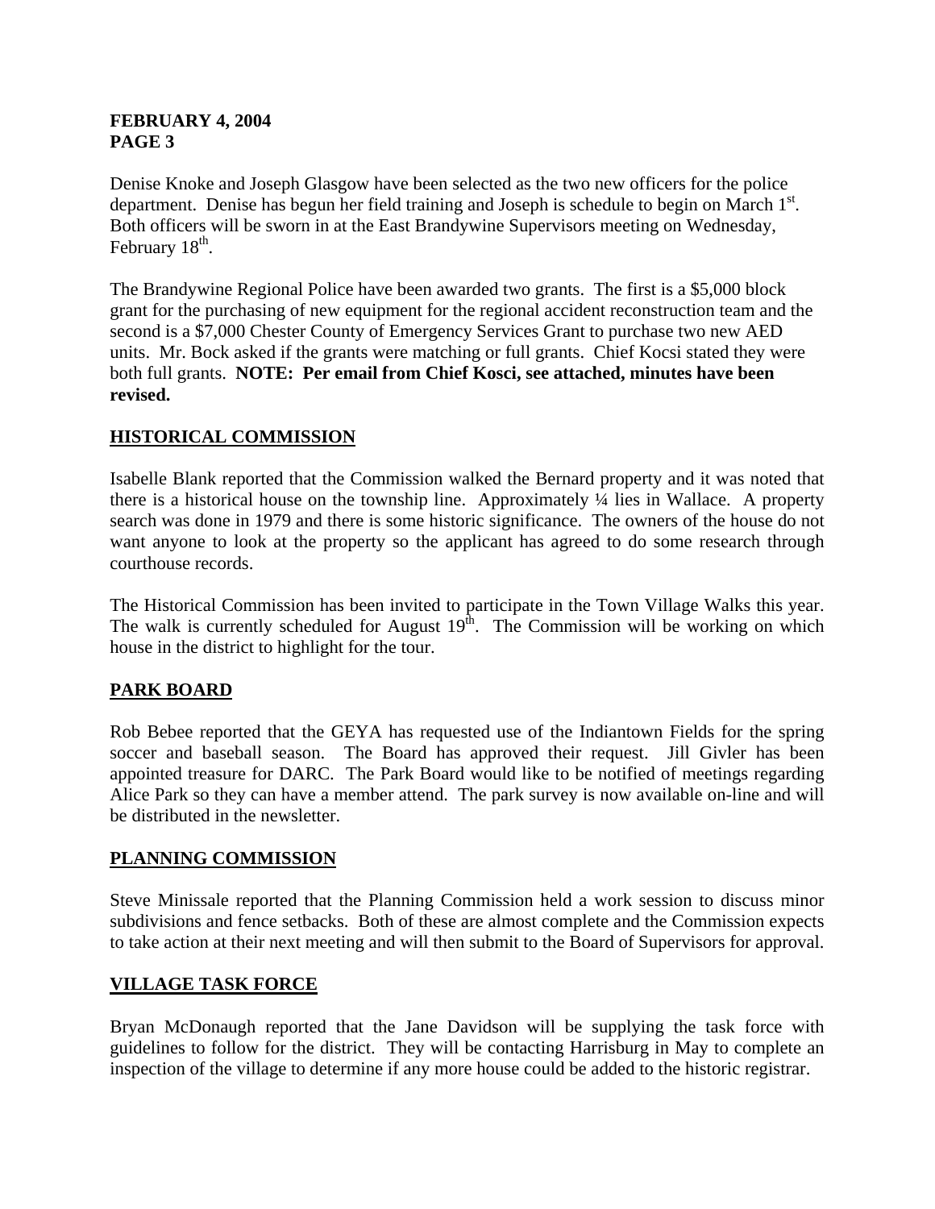**FEBRUARY 4, 2004**
**PAGE 3**

Denise Knoke and Joseph Glasgow have been selected as the two new officers for the police department. Denise has begun her field training and Joseph is schedule to begin on March 1st. Both officers will be sworn in at the East Brandywine Supervisors meeting on Wednesday, February 18th.

The Brandywine Regional Police have been awarded two grants. The first is a $5,000 block grant for the purchasing of new equipment for the regional accident reconstruction team and the second is a $7,000 Chester County of Emergency Services Grant to purchase two new AED units. Mr. Bock asked if the grants were matching or full grants. Chief Kocsi stated they were both full grants. **NOTE: Per email from Chief Kosci, see attached, minutes have been revised.**

## HISTORICAL COMMISSION

Isabelle Blank reported that the Commission walked the Bernard property and it was noted that there is a historical house on the township line. Approximately ¼ lies in Wallace. A property search was done in 1979 and there is some historic significance. The owners of the house do not want anyone to look at the property so the applicant has agreed to do some research through courthouse records.

The Historical Commission has been invited to participate in the Town Village Walks this year. The walk is currently scheduled for August 19th. The Commission will be working on which house in the district to highlight for the tour.

## PARK BOARD

Rob Bebee reported that the GEYA has requested use of the Indiantown Fields for the spring soccer and baseball season. The Board has approved their request. Jill Givler has been appointed treasure for DARC. The Park Board would like to be notified of meetings regarding Alice Park so they can have a member attend. The park survey is now available on-line and will be distributed in the newsletter.

## PLANNING COMMISSION

Steve Minissale reported that the Planning Commission held a work session to discuss minor subdivisions and fence setbacks. Both of these are almost complete and the Commission expects to take action at their next meeting and will then submit to the Board of Supervisors for approval.

## VILLAGE TASK FORCE

Bryan McDonaugh reported that the Jane Davidson will be supplying the task force with guidelines to follow for the district. They will be contacting Harrisburg in May to complete an inspection of the village to determine if any more house could be added to the historic registrar.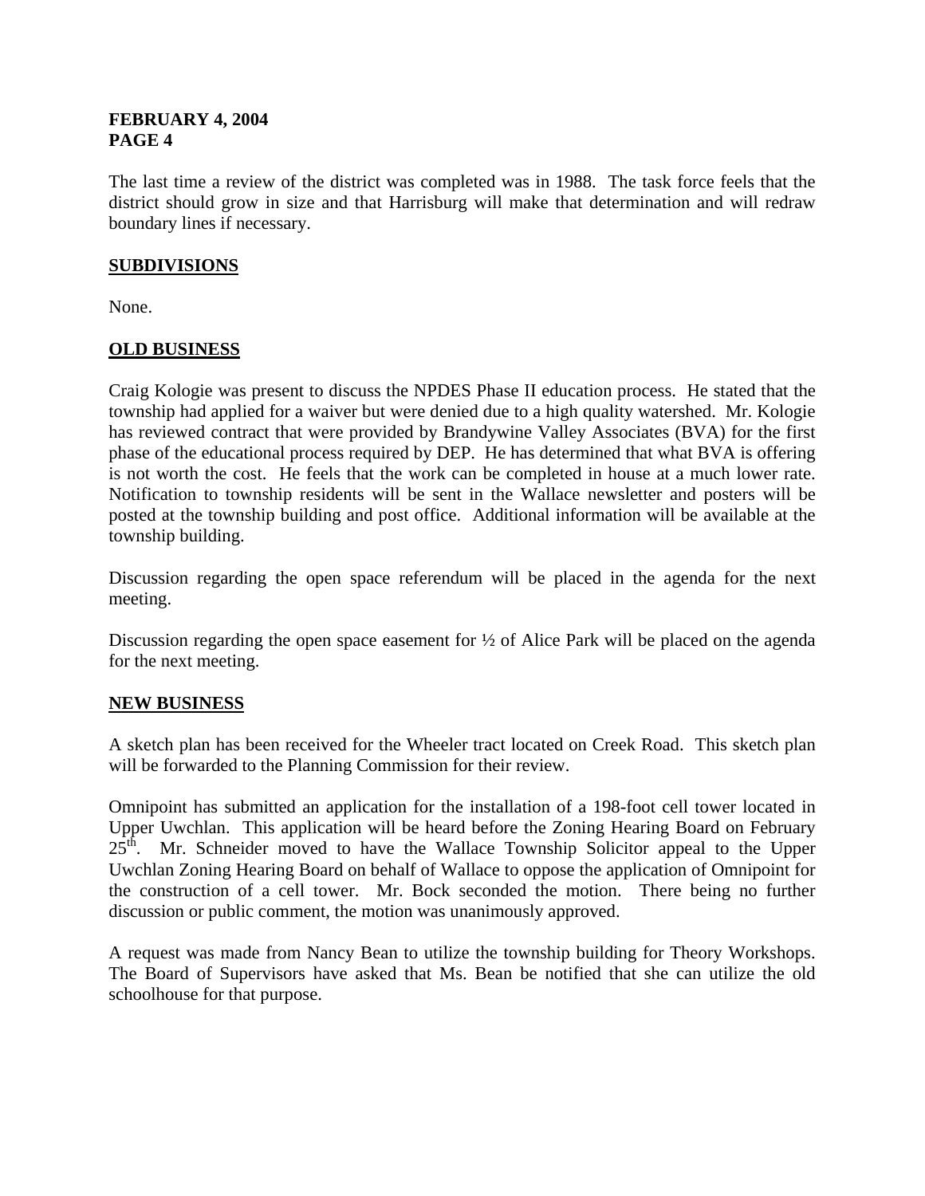The last time a review of the district was completed was in 1988. The task force feels that the district should grow in size and that Harrisburg will make that determination and will redraw boundary lines if necessary.

**SUBDIVISIONS**

None.

**OLD BUSINESS**

Craig Kologie was present to discuss the NPDES Phase II education process. He stated that the township had applied for a waiver but were denied due to a high quality watershed. Mr. Kologie has reviewed contract that were provided by Brandywine Valley Associates (BVA) for the first phase of the educational process required by DEP. He has determined that what BVA is offering is not worth the cost. He feels that the work can be completed in house at a much lower rate. Notification to township residents will be sent in the Wallace newsletter and posters will be posted at the township building and post office. Additional information will be available at the township building.

Discussion regarding the open space referendum will be placed in the agenda for the next meeting.

Discussion regarding the open space easement for ½ of Alice Park will be placed on the agenda for the next meeting.

**NEW BUSINESS**

A sketch plan has been received for the Wheeler tract located on Creek Road. This sketch plan will be forwarded to the Planning Commission for their review.

Omnipoint has submitted an application for the installation of a 198-foot cell tower located in Upper Uwchlan. This application will be heard before the Zoning Hearing Board on February 25th. Mr. Schneider moved to have the Wallace Township Solicitor appeal to the Upper Uwchlan Zoning Hearing Board on behalf of Wallace to oppose the application of Omnipoint for the construction of a cell tower. Mr. Bock seconded the motion. There being no further discussion or public comment, the motion was unanimously approved.

A request was made from Nancy Bean to utilize the township building for Theory Workshops. The Board of Supervisors have asked that Ms. Bean be notified that she can utilize the old schoolhouse for that purpose.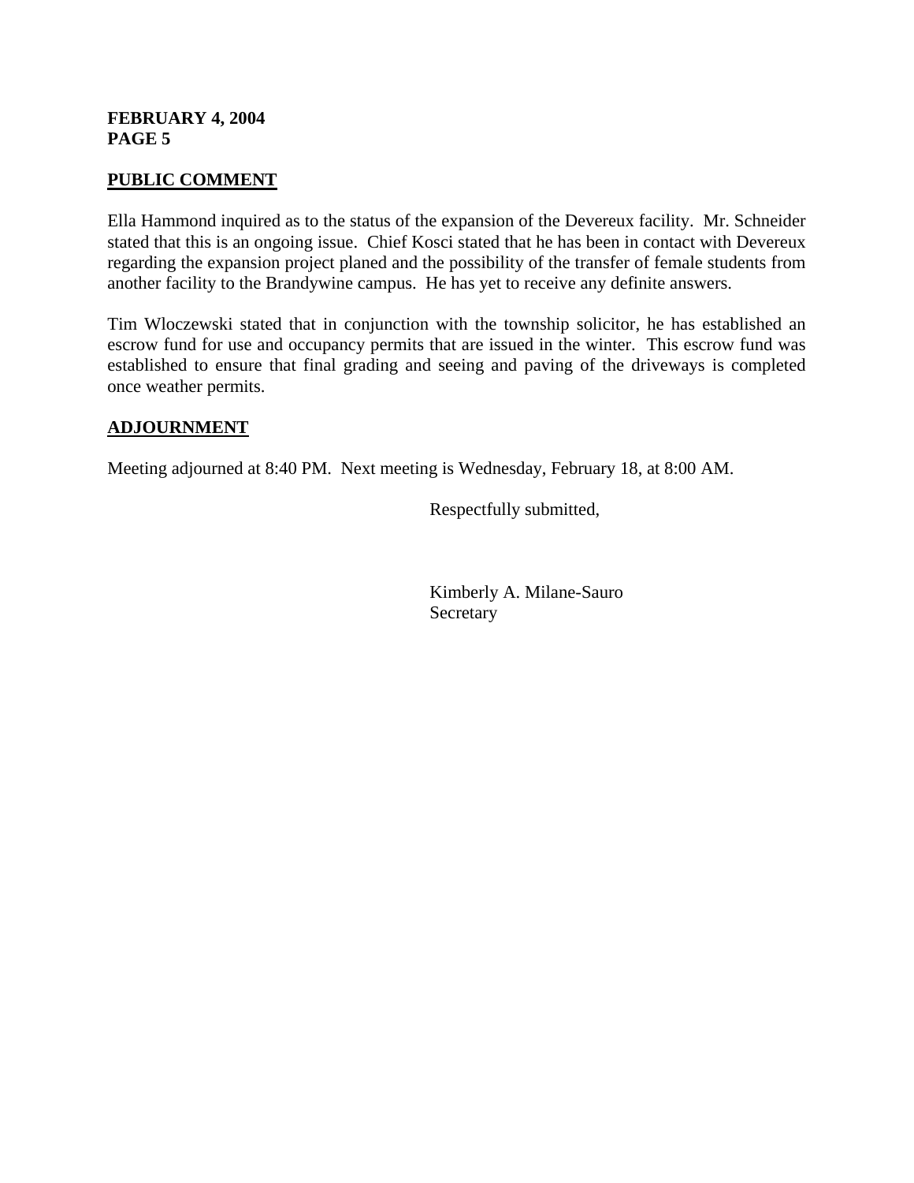**FEBRUARY 4, 2004**
**PAGE 5**

## PUBLIC COMMENT

Ella Hammond inquired as to the status of the expansion of the Devereux facility. Mr. Schneider stated that this is an ongoing issue. Chief Kosci stated that he has been in contact with Devereux regarding the expansion project planed and the possibility of the transfer of female students from another facility to the Brandywine campus. He has yet to receive any definite answers.

Tim Wloczewski stated that in conjunction with the township solicitor, he has established an escrow fund for use and occupancy permits that are issued in the winter. This escrow fund was established to ensure that final grading and seeing and paving of the driveways is completed once weather permits.

## ADJOURNMENT

Meeting adjourned at 8:40 PM. Next meeting is Wednesday, February 18, at 8:00 AM.

Respectfully submitted,

Kimberly A. Milane-Sauro
Secretary